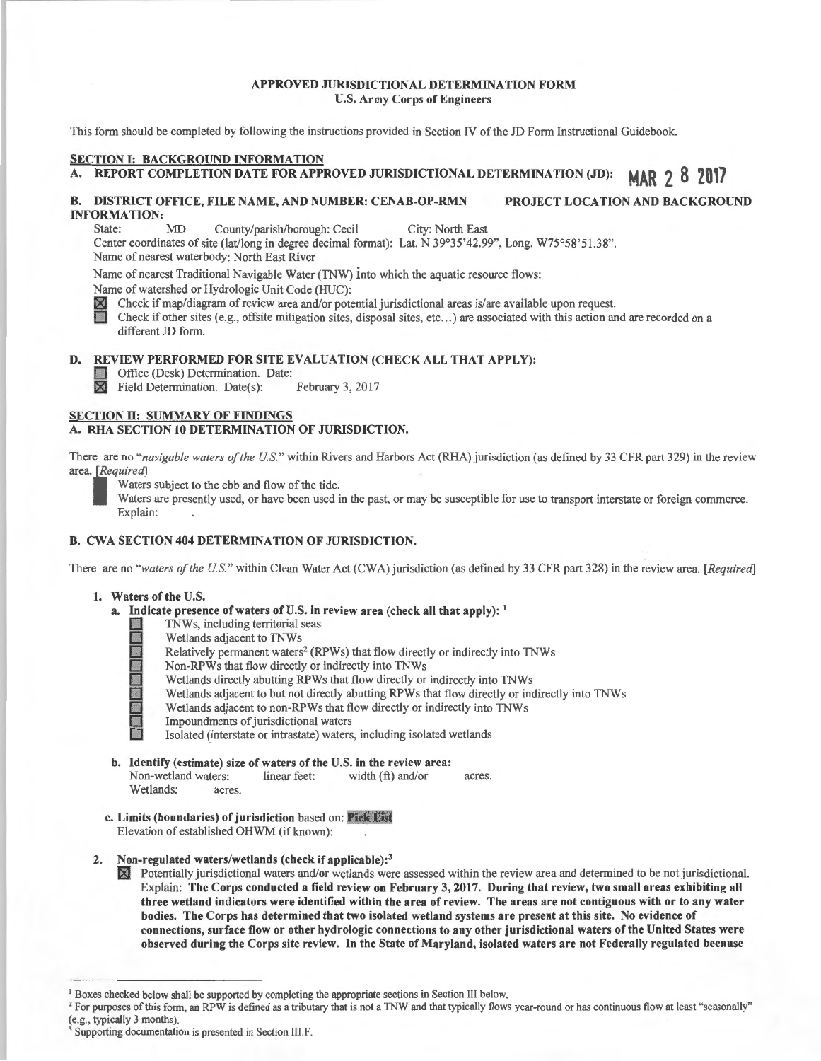**APPROVED JURISDICTIONAL DETERMINATION FORM**
**U.S. Army Corps of Engineers**

This form should be completed by following the instructions provided in Section IV of the JD Form Instructional Guidebook.

## SECTION I: BACKGROUND INFORMATION

**A. REPORT COMPLETION DATE FOR APPROVED JURISDICTIONAL DETERMINATION (JD):** MAR 2 8 2017

**B. DISTRICT OFFICE, FILE NAME, AND NUMBER: CENAB-OP-RMN PROJECT LOCATION AND BACKGROUND INFORMATION:**

State: MD County/parish/borough: Cecil City: North East

Center coordinates of site (lat/long in degree decimal format): Lat. N 39°35'42.99", Long. W75°58'51.38".

Name of nearest waterbody: North East River

Name of nearest Traditional Navigable Water (TNW) into which the aquatic resource flows:

Name of watershed or Hydrologic Unit Code (HUC):

☒ Check if map/diagram of review area and/or potential jurisdictional areas is/are available upon request.

☐ Check if other sites (e.g., offsite mitigation sites, disposal sites, etc...) are associated with this action and are recorded on a different JD form.

**D. REVIEW PERFORMED FOR SITE EVALUATION (CHECK ALL THAT APPLY):**

☐ Office (Desk) Determination. Date:

☒ Field Determination. Date(s): February 3, 2017

## SECTION II: SUMMARY OF FINDINGS

**A. RHA SECTION 10 DETERMINATION OF JURISDICTION.**

There are no "*navigable waters of the U.S.*" within Rivers and Harbors Act (RHA) jurisdiction (as defined by 33 CFR part 329) in the review area. [*Required*]

☐ Waters subject to the ebb and flow of the tide.

☐ Waters are presently used, or have been used in the past, or may be susceptible for use to transport interstate or foreign commerce. Explain: .

**B. CWA SECTION 404 DETERMINATION OF JURISDICTION.**

There are no "*waters of the U.S.*" within Clean Water Act (CWA) jurisdiction (as defined by 33 CFR part 328) in the review area. [*Required*]

1. **Waters of the U.S.**

   a. **Indicate presence of waters of U.S. in review area (check all that apply):** [1]

   ☐ TNWs, including territorial seas
   ☐ Wetlands adjacent to TNWs
   ☐ Relatively permanent waters[2] (RPWs) that flow directly or indirectly into TNWs
   ☐ Non-RPWs that flow directly or indirectly into TNWs
   ☐ Wetlands directly abutting RPWs that flow directly or indirectly into TNWs
   ☐ Wetlands adjacent to but not directly abutting RPWs that flow directly or indirectly into TNWs
   ☐ Wetlands adjacent to non-RPWs that flow directly or indirectly into TNWs
   ☐ Impoundments of jurisdictional waters
   ☐ Isolated (interstate or intrastate) waters, including isolated wetlands

   b. **Identify (estimate) size of waters of the U.S. in the review area:**
   Non-wetland waters: linear feet: width (ft) and/or acres.
   Wetlands: acres.

   c. **Limits (boundaries) of jurisdiction** based on: Pick List
   Elevation of established OHWM (if known): .

2. **Non-regulated waters/wetlands (check if applicable):**[3]

   ☒ Potentially jurisdictional waters and/or wetlands were assessed within the review area and determined to be not jurisdictional. Explain: **The Corps conducted a field review on February 3, 2017. During that review, two small areas exhibiting all three wetland indicators were identified within the area of review. The areas are not contiguous with or to any water bodies. The Corps has determined that two isolated wetland systems are present at this site. No evidence of connections, surface flow or other hydrologic connections to any other jurisdictional waters of the United States were observed during the Corps site review. In the State of Maryland, isolated waters are not Federally regulated because**

---

[1] Boxes checked below shall be supported by completing the appropriate sections in Section III below.

[2] For purposes of this form, an RPW is defined as a tributary that is not a TNW and that typically flows year-round or has continuous flow at least "seasonally" (e.g., typically 3 months).

[3] Supporting documentation is presented in Section III.F.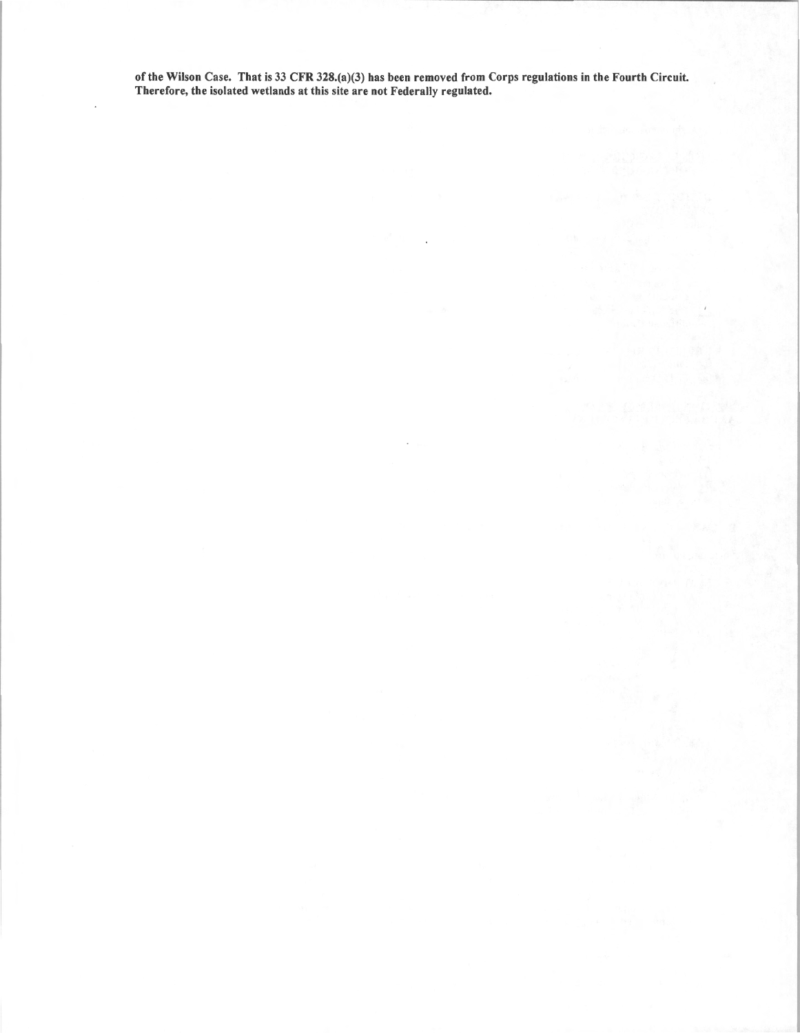**of the Wilson Case. That is 33 CFR 328.(a)(3) has been removed from Corps regulations in the Fourth Circuit. Therefore, the isolated wetlands at this site are not Federally regulated.**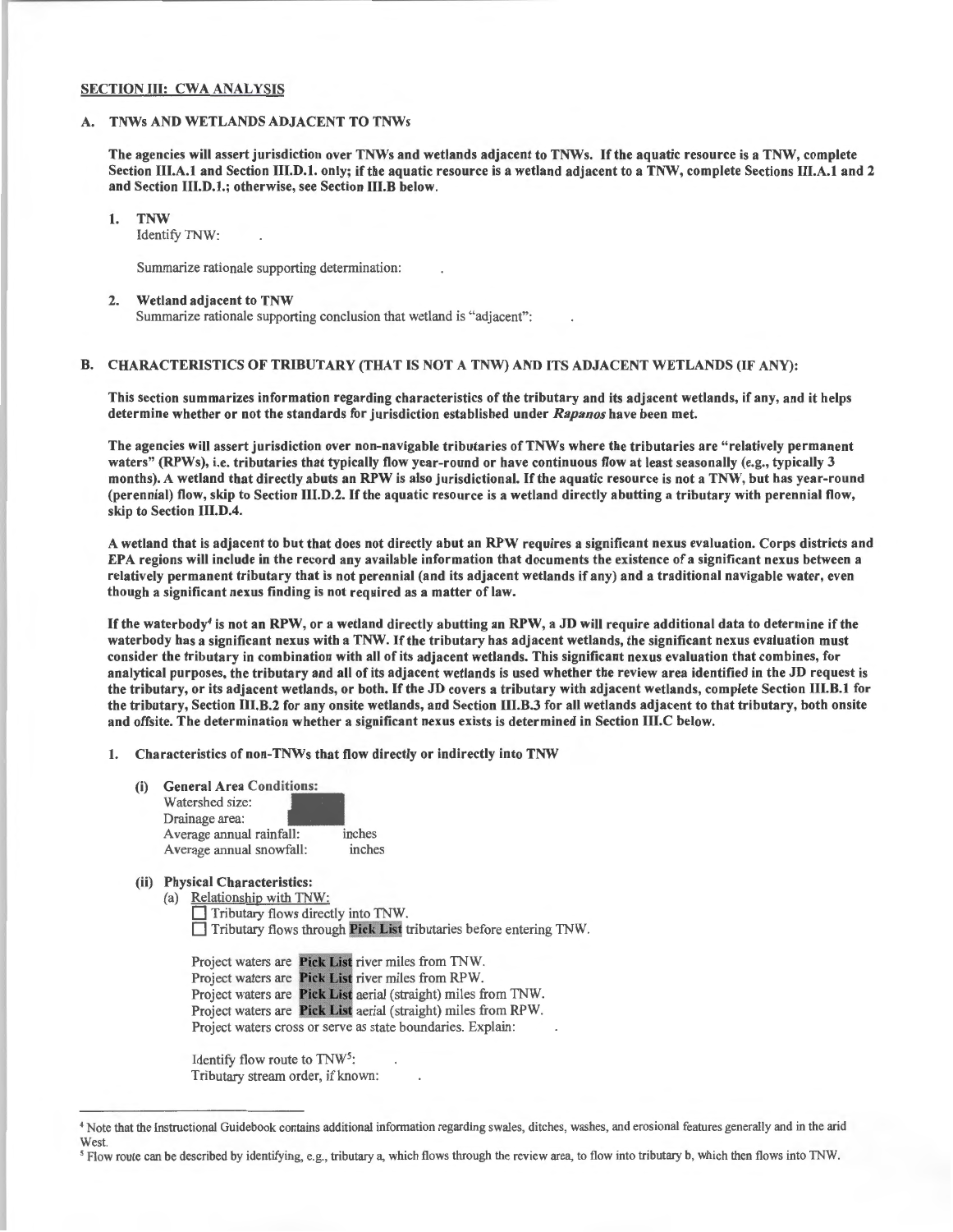## SECTION III: CWA ANALYSIS

### A. TNWs AND WETLANDS ADJACENT TO TNWs

**The agencies will assert jurisdiction over TNWs and wetlands adjacent to TNWs. If the aquatic resource is a TNW, complete Section III.A.1 and Section III.D.1. only; if the aquatic resource is a wetland adjacent to a TNW, complete Sections III.A.1 and 2 and Section III.D.1.; otherwise, see Section III.B below.**

1. **TNW**
   Identify TNW: .

   Summarize rationale supporting determination: .

2. **Wetland adjacent to TNW**
   Summarize rationale supporting conclusion that wetland is "adjacent": .

### B. CHARACTERISTICS OF TRIBUTARY (THAT IS NOT A TNW) AND ITS ADJACENT WETLANDS (IF ANY):

**This section summarizes information regarding characteristics of the tributary and its adjacent wetlands, if any, and it helps determine whether or not the standards for jurisdiction established under *Rapanos* have been met.**

**The agencies will assert jurisdiction over non-navigable tributaries of TNWs where the tributaries are "relatively permanent waters" (RPWs), i.e. tributaries that typically flow year-round or have continuous flow at least seasonally (e.g., typically 3 months). A wetland that directly abuts an RPW is also jurisdictional. If the aquatic resource is not a TNW, but has year-round (perennial) flow, skip to Section III.D.2. If the aquatic resource is a wetland directly abutting a tributary with perennial flow, skip to Section III.D.4.**

**A wetland that is adjacent to but that does not directly abut an RPW requires a significant nexus evaluation. Corps districts and EPA regions will include in the record any available information that documents the existence of a significant nexus between a relatively permanent tributary that is not perennial (and its adjacent wetlands if any) and a traditional navigable water, even though a significant nexus finding is not required as a matter of law.**

**If the waterbody[4] is not an RPW, or a wetland directly abutting an RPW, a JD will require additional data to determine if the waterbody has a significant nexus with a TNW. If the tributary has adjacent wetlands, the significant nexus evaluation must consider the tributary in combination with all of its adjacent wetlands. This significant nexus evaluation that combines, for analytical purposes, the tributary and all of its adjacent wetlands is used whether the review area identified in the JD request is the tributary, or its adjacent wetlands, or both. If the JD covers a tributary with adjacent wetlands, complete Section III.B.1 for the tributary, Section III.B.2 for any onsite wetlands, and Section III.B.3 for all wetlands adjacent to that tributary, both onsite and offsite. The determination whether a significant nexus exists is determined in Section III.C below.**

1. **Characteristics of non-TNWs that flow directly or indirectly into TNW**

   (i) **General Area Conditions:**
   Watershed size:
   Drainage area:
   Average annual rainfall: inches
   Average annual snowfall: inches

   (ii) **Physical Characteristics:**
   (a) Relationship with TNW:
   ☐ Tributary flows directly into TNW.
   ☐ Tributary flows through **Pick List** tributaries before entering TNW.

   Project waters are **Pick List** river miles from TNW.
   Project waters are **Pick List** river miles from RPW.
   Project waters are **Pick List** aerial (straight) miles from TNW.
   Project waters are **Pick List** aerial (straight) miles from RPW.
   Project waters cross or serve as state boundaries. Explain: .

   Identify flow route to TNW[5]: .
   Tributary stream order, if known: .

---

[4] Note that the Instructional Guidebook contains additional information regarding swales, ditches, washes, and erosional features generally and in the arid West.

[5] Flow route can be described by identifying, e.g., tributary a, which flows through the review area, to flow into tributary b, which then flows into TNW.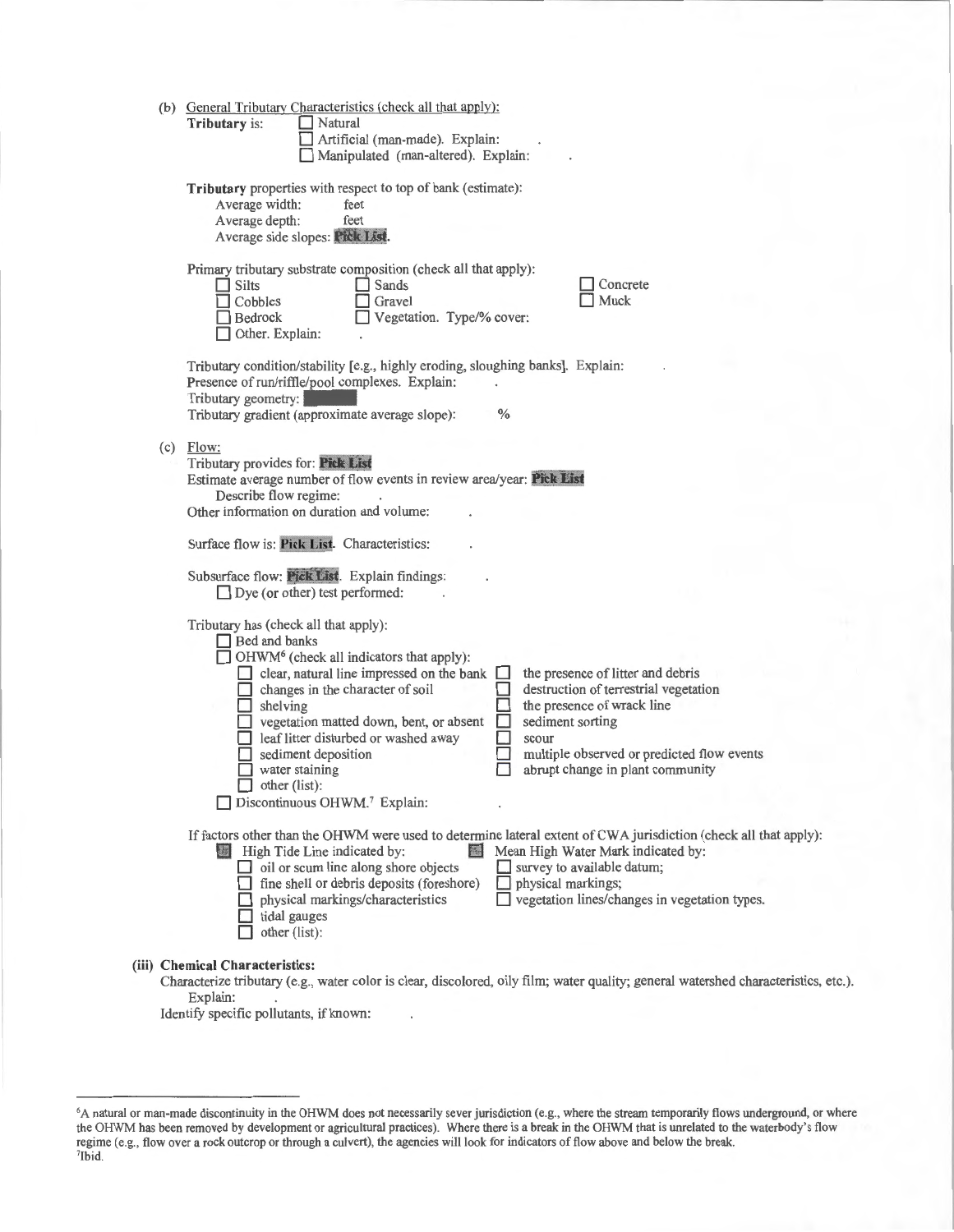(b) General Tributary Characteristics (check all that apply):

**Tributary** is: ☐ Natural
☐ Artificial (man-made). Explain: .
☐ Manipulated (man-altered). Explain: .

**Tributary** properties with respect to top of bank (estimate):
Average width: feet
Average depth: feet
Average side slopes: **Pick List**.

Primary tributary substrate composition (check all that apply):

☐ Silts ☐ Sands ☐ Concrete
☐ Cobbles ☐ Gravel ☐ Muck
☐ Bedrock ☐ Vegetation. Type/% cover:
☐ Other. Explain: .

Tributary condition/stability [e.g., highly eroding, sloughing banks]. Explain: .
Presence of run/riffle/pool complexes. Explain: .
Tributary geometry:
Tributary gradient (approximate average slope): %

(c) Flow:

Tributary provides for: **Pick List**
Estimate average number of flow events in review area/year: **Pick List**
Describe flow regime: .
Other information on duration and volume: .

Surface flow is: **Pick List**. Characteristics: .

Subsurface flow: **Pick List**. Explain findings: .
☐ Dye (or other) test performed: .

Tributary has (check all that apply):
☐ Bed and banks
☐ OHWM[6] (check all indicators that apply):

☐ clear, natural line impressed on the bank
☐ changes in the character of soil
☐ shelving
☐ vegetation matted down, bent, or absent
☐ leaf litter disturbed or washed away
☐ sediment deposition
☐ water staining
☐ other (list):
☐ the presence of litter and debris
☐ destruction of terrestrial vegetation
☐ the presence of wrack line
☐ sediment sorting
☐ scour
☐ multiple observed or predicted flow events
☐ abrupt change in plant community

☐ Discontinuous OHWM.[7] Explain: .

If factors other than the OHWM were used to determine lateral extent of CWA jurisdiction (check all that apply):

☐ High Tide Line indicated by:
☐ oil or scum line along shore objects
☐ fine shell or debris deposits (foreshore)
☐ physical markings/characteristics
☐ tidal gauges
☐ other (list):

☐ Mean High Water Mark indicated by:
☐ survey to available datum;
☐ physical markings;
☐ vegetation lines/changes in vegetation types.

**(iii) Chemical Characteristics:**

Characterize tributary (e.g., water color is clear, discolored, oily film; water quality; general watershed characteristics, etc.).
Explain: .
Identify specific pollutants, if known: .

---

[6]A natural or man-made discontinuity in the OHWM does not necessarily sever jurisdiction (e.g., where the stream temporarily flows underground, or where the OHWM has been removed by development or agricultural practices). Where there is a break in the OHWM that is unrelated to the waterbody's flow regime (e.g., flow over a rock outcrop or through a culvert), the agencies will look for indicators of flow above and below the break.

[7]Ibid.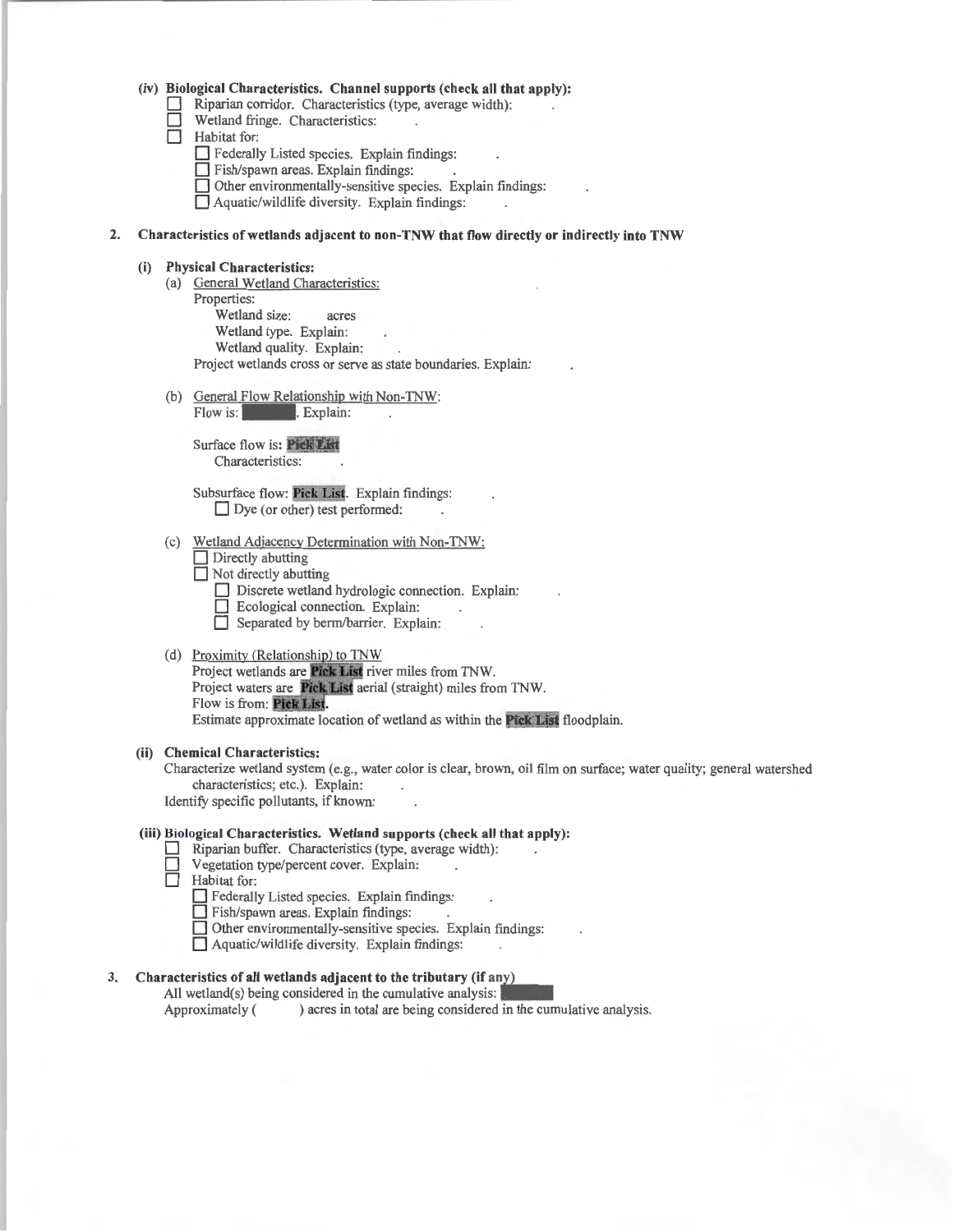**(iv) Biological Characteristics. Channel supports (check all that apply):**

- ☐ Riparian corridor. Characteristics (type, average width): .
- ☐ Wetland fringe. Characteristics: .
- ☐ Habitat for:
  - ☐ Federally Listed species. Explain findings: .
  - ☐ Fish/spawn areas. Explain findings: .
  - ☐ Other environmentally-sensitive species. Explain findings: .
  - ☐ Aquatic/wildlife diversity. Explain findings: .

**2. Characteristics of wetlands adjacent to non-TNW that flow directly or indirectly into TNW**

**(i) Physical Characteristics:**

(a) General Wetland Characteristics:

Properties:

Wetland size: acres

Wetland type. Explain: .

Wetland quality. Explain: .

Project wetlands cross or serve as state boundaries. Explain: .

(b) General Flow Relationship with Non-TNW:

Flow is: . Explain: .

Surface flow is: **Pick List**

Characteristics: .

Subsurface flow: **Pick List**. Explain findings: .

☐ Dye (or other) test performed: .

(c) Wetland Adjacency Determination with Non-TNW:

- ☐ Directly abutting
- ☐ Not directly abutting
  - ☐ Discrete wetland hydrologic connection. Explain: .
  - ☐ Ecological connection. Explain: .
  - ☐ Separated by berm/barrier. Explain: .

(d) Proximity (Relationship) to TNW

Project wetlands are **Pick List** river miles from TNW.

Project waters are **Pick List** aerial (straight) miles from TNW.

Flow is from: **Pick List**.

Estimate approximate location of wetland as within the **Pick List** floodplain.

**(ii) Chemical Characteristics:**

Characterize wetland system (e.g., water color is clear, brown, oil film on surface; water quality; general watershed characteristics; etc.). Explain: .

Identify specific pollutants, if known: .

**(iii) Biological Characteristics. Wetland supports (check all that apply):**

- ☐ Riparian buffer. Characteristics (type, average width): .
- ☐ Vegetation type/percent cover. Explain: .
- ☐ Habitat for:
  - ☐ Federally Listed species. Explain findings: .
  - ☐ Fish/spawn areas. Explain findings: .
  - ☐ Other environmentally-sensitive species. Explain findings: .
  - ☐ Aquatic/wildlife diversity. Explain findings: .

**3. Characteristics of all wetlands adjacent to the tributary (if any)**

All wetland(s) being considered in the cumulative analysis:

Approximately ( ) acres in total are being considered in the cumulative analysis.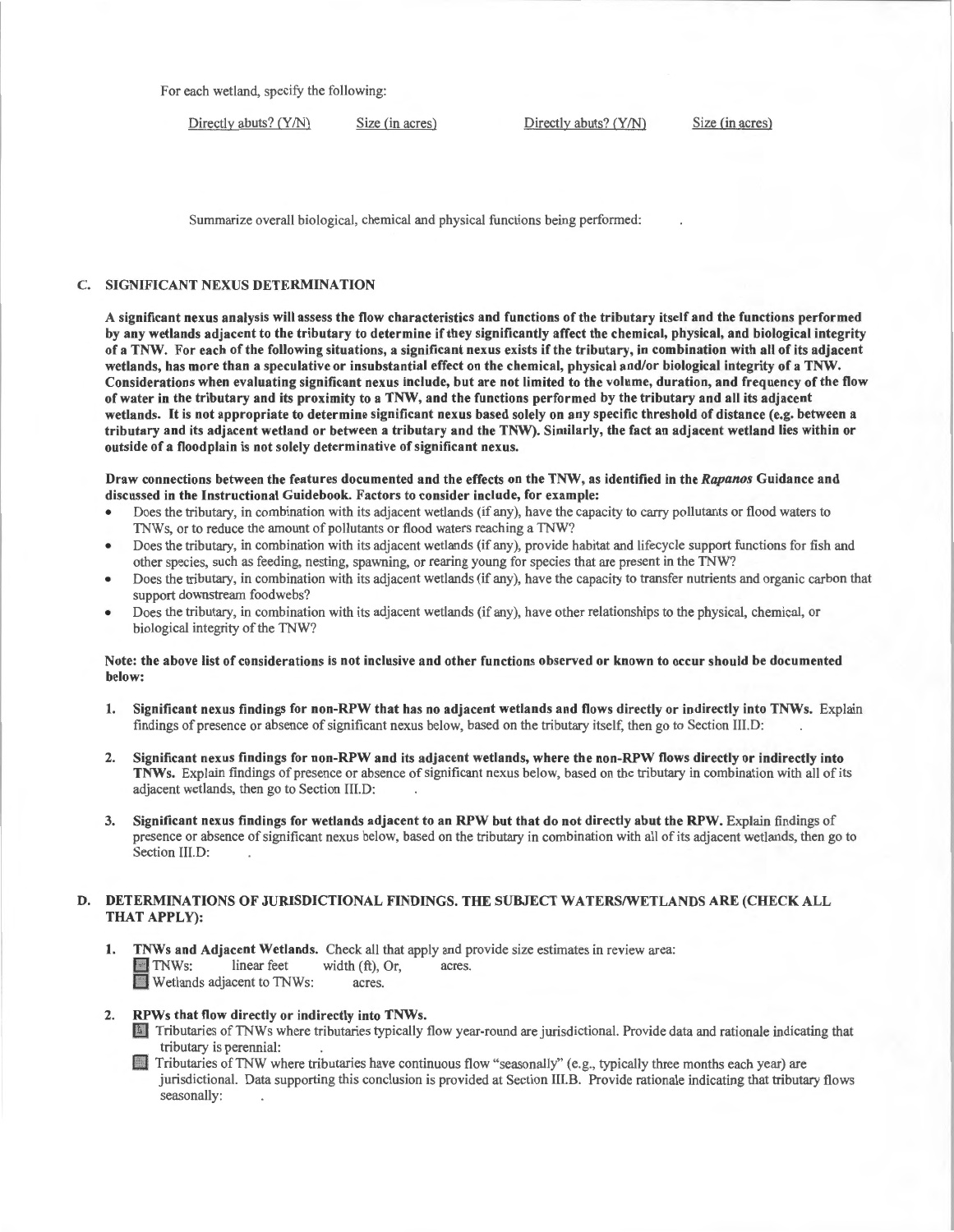For each wetland, specify the following:

| Directly abuts? (Y/N) | Size (in acres) | Directly abuts? (Y/N) | Size (in acres) |
|---|---|---|---|

Summarize overall biological, chemical and physical functions being performed: .

## C. SIGNIFICANT NEXUS DETERMINATION

**A significant nexus analysis will assess the flow characteristics and functions of the tributary itself and the functions performed by any wetlands adjacent to the tributary to determine if they significantly affect the chemical, physical, and biological integrity of a TNW. For each of the following situations, a significant nexus exists if the tributary, in combination with all of its adjacent wetlands, has more than a speculative or insubstantial effect on the chemical, physical and/or biological integrity of a TNW. Considerations when evaluating significant nexus include, but are not limited to the volume, duration, and frequency of the flow of water in the tributary and its proximity to a TNW, and the functions performed by the tributary and all its adjacent wetlands. It is not appropriate to determine significant nexus based solely on any specific threshold of distance (e.g. between a tributary and its adjacent wetland or between a tributary and the TNW). Similarly, the fact an adjacent wetland lies within or outside of a floodplain is not solely determinative of significant nexus.**

**Draw connections between the features documented and the effects on the TNW, as identified in the *Rapanos* Guidance and discussed in the Instructional Guidebook. Factors to consider include, for example:**

- Does the tributary, in combination with its adjacent wetlands (if any), have the capacity to carry pollutants or flood waters to TNWs, or to reduce the amount of pollutants or flood waters reaching a TNW?
- Does the tributary, in combination with its adjacent wetlands (if any), provide habitat and lifecycle support functions for fish and other species, such as feeding, nesting, spawning, or rearing young for species that are present in the TNW?
- Does the tributary, in combination with its adjacent wetlands (if any), have the capacity to transfer nutrients and organic carbon that support downstream foodwebs?
- Does the tributary, in combination with its adjacent wetlands (if any), have other relationships to the physical, chemical, or biological integrity of the TNW?

**Note: the above list of considerations is not inclusive and other functions observed or known to occur should be documented below:**

1. **Significant nexus findings for non-RPW that has no adjacent wetlands and flows directly or indirectly into TNWs.** Explain findings of presence or absence of significant nexus below, based on the tributary itself, then go to Section III.D: .

2. **Significant nexus findings for non-RPW and its adjacent wetlands, where the non-RPW flows directly or indirectly into TNWs.** Explain findings of presence or absence of significant nexus below, based on the tributary in combination with all of its adjacent wetlands, then go to Section III.D: .

3. **Significant nexus findings for wetlands adjacent to an RPW but that do not directly abut the RPW.** Explain findings of presence or absence of significant nexus below, based on the tributary in combination with all of its adjacent wetlands, then go to Section III.D: .

## D. DETERMINATIONS OF JURISDICTIONAL FINDINGS. THE SUBJECT WATERS/WETLANDS ARE (CHECK ALL THAT APPLY):

1. **TNWs and Adjacent Wetlands.** Check all that apply and provide size estimates in review area:
   - ☐ TNWs: linear feet width (ft), Or, acres.
   - ☐ Wetlands adjacent to TNWs: acres.

2. **RPWs that flow directly or indirectly into TNWs.**
   - ☐ Tributaries of TNWs where tributaries typically flow year-round are jurisdictional. Provide data and rationale indicating that tributary is perennial: .
   - ☐ Tributaries of TNW where tributaries have continuous flow "seasonally" (e.g., typically three months each year) are jurisdictional. Data supporting this conclusion is provided at Section III.B. Provide rationale indicating that tributary flows seasonally: .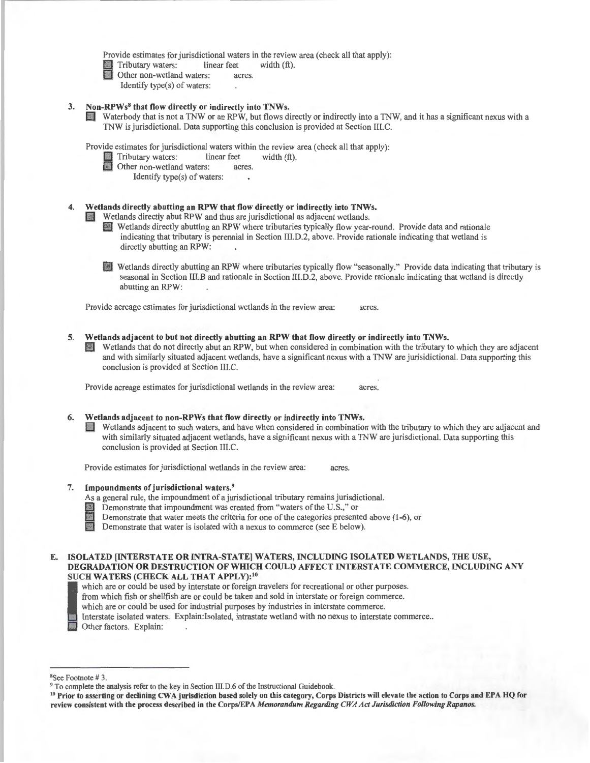Provide estimates for jurisdictional waters in the review area (check all that apply):

- Tributary waters: linear feet width (ft).
- Other non-wetland waters: acres.
  Identify type(s) of waters: .

**3. Non-RPWs[8] that flow directly or indirectly into TNWs.**

- Waterbody that is not a TNW or an RPW, but flows directly or indirectly into a TNW, and it has a significant nexus with a TNW is jurisdictional. Data supporting this conclusion is provided at Section III.C.

Provide estimates for jurisdictional waters within the review area (check all that apply):

- Tributary waters: linear feet width (ft).
- Other non-wetland waters: acres.
  Identify type(s) of waters: .

**4. Wetlands directly abutting an RPW that flow directly or indirectly into TNWs.**

- Wetlands directly abut RPW and thus are jurisdictional as adjacent wetlands.
  - Wetlands directly abutting an RPW where tributaries typically flow year-round. Provide data and rationale indicating that tributary is perennial in Section III.D.2, above. Provide rationale indicating that wetland is directly abutting an RPW: .
  - Wetlands directly abutting an RPW where tributaries typically flow "seasonally." Provide data indicating that tributary is seasonal in Section III.B and rationale in Section III.D.2, above. Provide rationale indicating that wetland is directly abutting an RPW: .

Provide acreage estimates for jurisdictional wetlands in the review area: acres.

**5. Wetlands adjacent to but not directly abutting an RPW that flow directly or indirectly into TNWs.**

- Wetlands that do not directly abut an RPW, but when considered in combination with the tributary to which they are adjacent and with similarly situated adjacent wetlands, have a significant nexus with a TNW are jurisidictional. Data supporting this conclusion is provided at Section III.C.

Provide acreage estimates for jurisdictional wetlands in the review area: acres.

**6. Wetlands adjacent to non-RPWs that flow directly or indirectly into TNWs.**

- Wetlands adjacent to such waters, and have when considered in combination with the tributary to which they are adjacent and with similarly situated adjacent wetlands, have a significant nexus with a TNW are jurisdictional. Data supporting this conclusion is provided at Section III.C.

Provide estimates for jurisdictional wetlands in the review area: acres.

**7. Impoundments of jurisdictional waters.[9]**

As a general rule, the impoundment of a jurisdictional tributary remains jurisdictional.

- Demonstrate that impoundment was created from "waters of the U.S.," or
- Demonstrate that water meets the criteria for one of the categories presented above (1-6), or
- Demonstrate that water is isolated with a nexus to commerce (see E below).

**E. ISOLATED [INTERSTATE OR INTRA-STATE] WATERS, INCLUDING ISOLATED WETLANDS, THE USE, DEGRADATION OR DESTRUCTION OF WHICH COULD AFFECT INTERSTATE COMMERCE, INCLUDING ANY SUCH WATERS (CHECK ALL THAT APPLY):[10]**

- which are or could be used by interstate or foreign travelers for recreational or other purposes.
- from which fish or shellfish are or could be taken and sold in interstate or foreign commerce.
- which are or could be used for industrial purposes by industries in interstate commerce.
- Interstate isolated waters. Explain:Isolated, intrastate wetland with no nexus to interstate commerce..
- Other factors. Explain: .

---

[8]See Footnote # 3.

[9] To complete the analysis refer to the key in Section III.D.6 of the Instructional Guidebook.

[10] **Prior to asserting or declining CWA jurisdiction based solely on this category, Corps Districts will elevate the action to Corps and EPA HQ for review consistent with the process described in the Corps/EPA *Memorandum Regarding CWA Act Jurisdiction Following Rapanos.***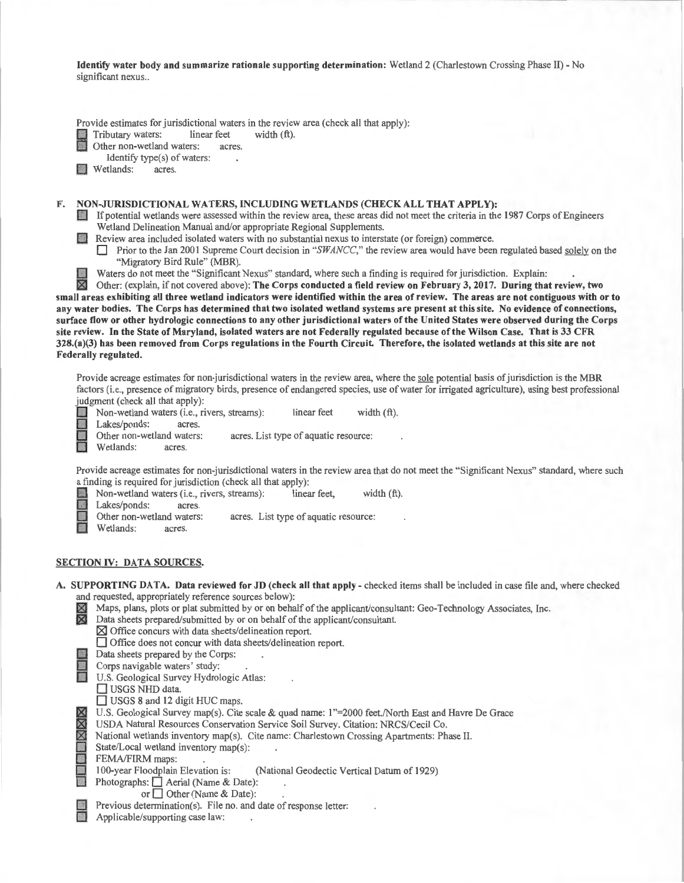**Identify water body and summarize rationale supporting determination:** Wetland 2 (Charlestown Crossing Phase II) - No significant nexus..

Provide estimates for jurisdictional waters in the review area (check all that apply):

- ☐ Tributary waters: linear feet width (ft).
- ☐ Other non-wetland waters: acres.
  - Identify type(s) of waters: .
- ☐ Wetlands: acres.

**F. NON-JURISDICTIONAL WATERS, INCLUDING WETLANDS (CHECK ALL THAT APPLY):**

- ☐ If potential wetlands were assessed within the review area, these areas did not meet the criteria in the 1987 Corps of Engineers Wetland Delineation Manual and/or appropriate Regional Supplements.
- ☐ Review area included isolated waters with no substantial nexus to interstate (or foreign) commerce.
  - ☐ Prior to the Jan 2001 Supreme Court decision in "*SWANCC*," the review area would have been regulated based solely on the "Migratory Bird Rule" (MBR).
- ☐ Waters do not meet the "Significant Nexus" standard, where such a finding is required for jurisdiction. Explain: .
- ☒ Other: (explain, if not covered above): **The Corps conducted a field review on February 3, 2017. During that review, two small areas exhibiting all three wetland indicators were identified within the area of review. The areas are not contiguous with or to any water bodies. The Corps has determined that two isolated wetland systems are present at this site. No evidence of connections, surface flow or other hydrologic connections to any other jurisdictional waters of the United States were observed during the Corps site review. In the State of Maryland, isolated waters are not Federally regulated because of the Wilson Case. That is 33 CFR 328.(a)(3) has been removed from Corps regulations in the Fourth Circuit. Therefore, the isolated wetlands at this site are not Federally regulated.**

Provide acreage estimates for non-jurisdictional waters in the review area, where the sole potential basis of jurisdiction is the MBR factors (i.e., presence of migratory birds, presence of endangered species, use of water for irrigated agriculture), using best professional judgment (check all that apply):

- ☐ Non-wetland waters (i.e., rivers, streams): linear feet width (ft).
- ☐ Lakes/ponds: acres.
- ☐ Other non-wetland waters: acres. List type of aquatic resource: .
- ☐ Wetlands: acres.

Provide acreage estimates for non-jurisdictional waters in the review area that do not meet the "Significant Nexus" standard, where such a finding is required for jurisdiction (check all that apply):

- ☐ Non-wetland waters (i.e., rivers, streams): linear feet, width (ft).
- ☐ Lakes/ponds: acres.
- ☐ Other non-wetland waters: acres. List type of aquatic resource: .
- ☐ Wetlands: acres.

## SECTION IV: DATA SOURCES.

**A. SUPPORTING DATA. Data reviewed for JD (check all that apply -** checked items shall be included in case file and, where checked and requested, appropriately reference sources below):

- ☒ Maps, plans, plots or plat submitted by or on behalf of the applicant/consultant: Geo-Technology Associates, Inc.
- ☒ Data sheets prepared/submitted by or on behalf of the applicant/consultant.
  - ☒ Office concurs with data sheets/delineation report.
  - ☐ Office does not concur with data sheets/delineation report.
- ☐ Data sheets prepared by the Corps: .
- ☐ Corps navigable waters' study: .
- ☐ U.S. Geological Survey Hydrologic Atlas: .
  - ☐ USGS NHD data.
  - ☐ USGS 8 and 12 digit HUC maps.
- ☒ U.S. Geological Survey map(s). Cite scale & quad name: 1"=2000 feet./North East and Havre De Grace
- ☒ USDA Natural Resources Conservation Service Soil Survey. Citation: NRCS/Cecil Co.
- ☒ National wetlands inventory map(s). Cite name: Charlestown Crossing Apartments: Phase II.
- ☐ State/Local wetland inventory map(s): .
- ☐ FEMA/FIRM maps: .
- ☐ 100-year Floodplain Elevation is: (National Geodectic Vertical Datum of 1929)
- ☐ Photographs: ☐ Aerial (Name & Date): .
  - or ☐ Other (Name & Date): .
- ☐ Previous determination(s). File no. and date of response letter: .
- ☐ Applicable/supporting case law: .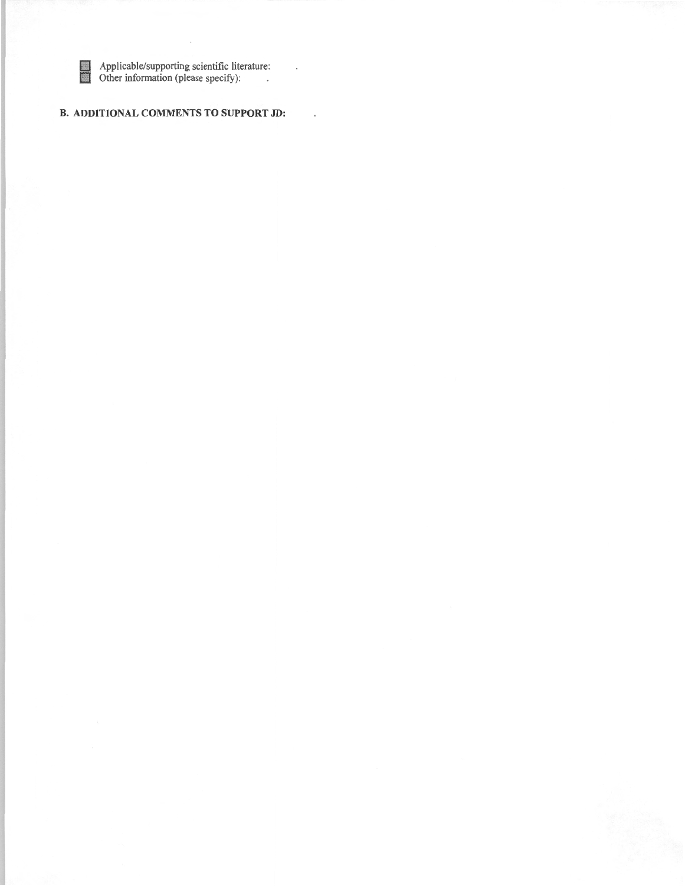- [ ] Applicable/supporting scientific literature: .
- [ ] Other information (please specify): .

**B. ADDITIONAL COMMENTS TO SUPPORT JD:** .